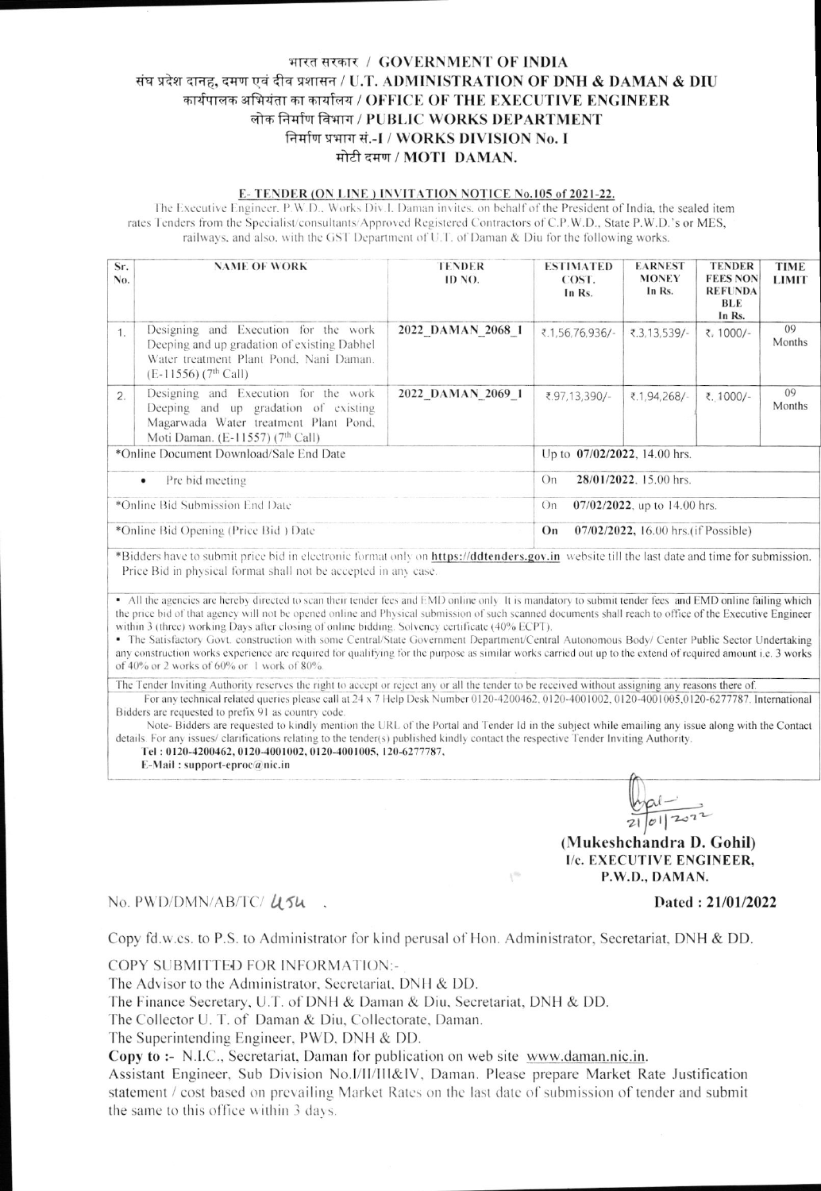# भारत सरकार / GOVERNMENT OF INDIA
## संघ प्रदेश दानह, दमण एवं दीव प्रशासन / U.T. ADMINISTRATION OF DNH & DAMAN & DIU
## कार्यपालक अभियंता का कार्यालय / OFFICE OF THE EXECUTIVE ENGINEER
## लोक निर्माण विभाग / PUBLIC WORKS DEPARTMENT
## निर्माण प्रभाग सं.-I / WORKS DIVISION No. I
## मोटी दमण / MOTI DAMAN.

**E- TENDER (ON LINE) INVITATION NOTICE No.105 of 2021-22.**

The Executive Engineer, P.W.D., Works Div I, Daman invites, on behalf of the President of India, the sealed item rates Tenders from the Specialist/consultants/Approved Registered Contractors of C.P.W.D., State P.W.D.'s or MES, railways, and also, with the GST Department of U.T. of Daman & Diu for the following works.

| Sr. No. | NAME OF WORK | TENDER ID NO. | ESTIMATED COST. In Rs. | EARNEST MONEY In Rs. | TENDER FEES NON REFUNDABLE In Rs. | TIME LIMIT |
|---|---|---|---|---|---|---|
| 1. | Designing and Execution for the work Deeping and up gradation of existing Dabhel Water treatment Plant Pond, Nani Daman. (E-11556) (7th Call) | **2022_DAMAN_2068_1** | ₹.1,56,76,936/- | ₹.3,13,539/- | ₹. 1000/- | 09 Months |
| 2. | Designing and Execution for the work Deeping and up gradation of existing Magarwada Water treatment Plant Pond, Moti Daman. (E-11557) (7th Call) | **2022_DAMAN_2069_1** | ₹.97,13,390/- | ₹.1,94,268/- | ₹. 1000/- | 09 Months |
| *Online Document Download/Sale End Date | | | Up to **07/02/2022**, 14.00 hrs. | | | |
| • Pre bid meeting | | | On **28/01/2022**, 15.00 hrs. | | | |
| *Online Bid Submission End Date | | | On **07/02/2022**, up to 14.00 hrs. | | | |
| *Online Bid Opening (Price Bid ) Date | | | **On** **07/02/2022**, 16.00 hrs.(if Possible) | | | |

*Bidders have to submit price bid in electronic format only on **https://ddtenders.gov.in** website till the last date and time for submission. Price Bid in physical format shall not be accepted in any case.

- All the agencies are hereby directed to scan their tender fees and EMD online only. It is mandatory to submit tender fees and EMD online failing which the price bid of that agency will not be opened online and Physical submission of such scanned documents shall reach to office of the Executive Engineer within 3 (three) working Days after closing of online bidding. Solvency certificate (40% ECPT).
- The Satisfactory Govt. construction with some Central/State Government Department/Central Autonomous Body/ Center Public Sector Undertaking any construction works experience are required for qualifying for the purpose as similar works carried out up to the extend of required amount i.e. 3 works of 40% or 2 works of 60% or 1 work of 80%.

The Tender Inviting Authority reserves the right to accept or reject any or all the tender to be received without assigning any reasons there of.

For any technical related queries please call at 24 x 7 Help Desk Number 0120-4200462, 0120-4001002, 0120-4001005,0120-6277787. International Bidders are requested to prefix 91 as country code.

Note- Bidders are requested to kindly mention the URL of the Portal and Tender Id in the subject while emailing any issue along with the Contact details. For any issues/ clarifications relating to the tender(s) published kindly contact the respective Tender Inviting Authority.

**Tel : 0120-4200462, 0120-4001002, 0120-4001005, 120-6277787.**
**E-Mail : support-eproc@nic.in**

21/01/2022

**(Mukeshchandra D. Gohil)**
**I/c. EXECUTIVE ENGINEER,**
**P.W.D., DAMAN.**

No. PWD/DMN/AB/TC/ 454 .  **Dated : 21/01/2022**

Copy fd.w.cs. to P.S. to Administrator for kind perusal of Hon. Administrator, Secretariat, DNH & DD.

COPY SUBMITTED FOR INFORMATION:-

The Advisor to the Administrator, Secretariat, DNH & DD.
The Finance Secretary, U.T. of DNH & Daman & Diu, Secretariat, DNH & DD.
The Collector U. T. of Daman & Diu, Collectorate, Daman.
The Superintending Engineer, PWD, DNH & DD.

**Copy to :-** N.I.C., Secretariat, Daman for publication on web site www.daman.nic.in.

Assistant Engineer, Sub Division No.I/II/III&IV, Daman. Please prepare Market Rate Justification statement / cost based on prevailing Market Rates on the last date of submission of tender and submit the same to this office within 3 days.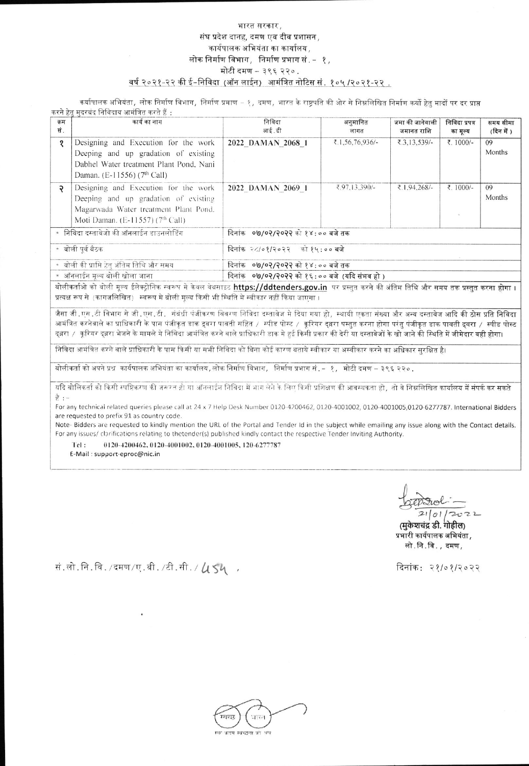भारत सरकार,
संघ प्रदेश दानह, दमण एवं दीव प्रशासन,
कार्यपालक अभियंता का कार्यालय,
लोक निर्माण विभाग, निर्माण प्रभाग सं. - १,
मोटी दमण – ३९६ २२०.

## वर्ष २०२१-२२ की ई-निविदा (ऑन लाईन) आमंत्रित नोटिस सं. १०५/२०२१-२२.

कार्यपालक अभियंता, लोक निर्माण विभाग, निर्माण प्रभाग - १, दमण, भारत के राष्ट्रपति की ओर से निम्नलिखित निर्माण कार्यों हेतु मदों पर दर प्राप्त करने हेतु मुहरबंद निविदाएं आमंत्रित करते हैं :

| क्रम सं. | कार्य का नाम | निविदा आई.डी | अनुमानित लागत | जमा की जानेवाली जमानत राशि | निविदा प्रपत्र का मूल्य | समय सीमा (दिन में) |
|---|---|---|---|---|---|---|
| १ | Designing and Execution for the work Deeping and up gradation of existing Dabhel Water treatment Plant Pond, Nani Daman. (E-11556) (7th Call) | 2022_DAMAN_2068_1 | ₹.1,56,76,936/- | ₹.3,13,539/- | ₹. 1000/- | 09 Months |
| २ | Designing and Execution for the work Deeping and up gradation of existing Magarwada Water treatment Plant Pond, Moti Daman. (E-11557) (7th Call) | 2022_DAMAN_2069_1 | ₹.97,13,390/- | ₹.1,94,268/- | ₹. 1000/- | 09 Months |
| * निविदा दस्तावेजो की ऑनलाईन डाउनलोडिंग | दिनांक ०७/०२/२०२२ को १४:०० बजे तक | | | | | |
| * बोली पूर्व बैठक | दिनांक २८/०१/२०२२ को १५:०० बजे | | | | | |
| * बोली की प्राप्ति हेतु अंतिम तिथि और समय | दिनांक ०७/०२/२०२२ को १४:०० बजे तक | | | | | |
| * ऑनलाईन मूल्य बोली खोला जाना | दिनांक ०७/०२/२०२२ को १६:०० बजे (यदि संभव हो) | | | | | |

बोलीकर्ताओ को बोली मूल्य ईलेक्ट्रोनिक स्वरूप मे केवल वेबसाइट **https://ddtenders.gov.in** पर प्रस्तुत करने की अंतिम तिथि और समय तक प्रस्तुत करना होगा। प्रत्यक्ष रूप से (कागजलिखित) स्वरूप मे बोली मूल्य किसी भी स्थिति मे स्वीकार नहीं किया जाएगा।

जैसा जी.एस.टी विभाग से जी.एस.टी. संबंधी पंजीकरण विवरण निविदा दस्तावेज मे दिया गया हो, स्थायी एकता संख्या और अन्य दस्तावेज आदि की ठोस प्रति निविदा आमंत्रित करनेवाले का प्राधिकारी के पास पंजीकृत डाक द्वारा पावती सहित / स्पीड पोस्ट / कुरियर द्वारा प्रस्तुत करना होगा परंतु पंजीकृत डाक पावती द्वारा / स्पीड पोस्ट द्वारा / कुरियर द्वारा भेजने के मामले मे निविदा आमंत्रित करने वाले प्राधिकारी डाक मे हुई किसी प्रकार की देरी या दस्तावेजों के खो जाने की स्थिति में जीमेदार नही होगा।

निविदा आमंत्रित करने वाले प्राधिकारी के पास किसी या सभी निविदा को बिना कोई कारण बताये स्वीकार या अस्वीकार करने का अधिकार सुरक्षित है।

बोलीकर्ता को अपने प्रश्न कार्यपालक अभियंता का कार्यालय, लोक निर्माण विभाग, निर्माण प्रभाग सं. - १, मोटी दमण – ३९६ २२०.

यदि बोलीकर्ता को किसी स्पष्टिकरण की जरूरत हो या ऑनलाईन निविदा में भाग लेने के लिए किसी प्रशिक्षण की आवश्यकता हो, तो वे निम्नलिखित कार्यालय में संपर्क कर सकते है :-

For any technical related queries please call at 24 x 7 Help Desk Number 0120-4200462, 0120-4001002, 0120-4001005,0120-6277787. International Bidders are requested to prefix 91 as country code.

Note- Bidders are requested to kindly mention the URL of the Portal and Tender Id in the subject while emailing any issue along with the Contact details. For any issues/ clarifications relating to thetender(s) published kindly contact the respective Tender Inviting Authority.

Tel : 0120-4200462, 0120-4001002, 0120-4001005, 120-6277787
E-Mail : support-eproc@nic.in

21/01/2022
(मुकेशचंद्र डी. गोहील)
प्रभारी कार्यपालक अभियंता,
लो.नि.वि., दमण,

सं.लो.नि.वि./दमण/ए.बी./टी.सी./454 ,

दिनांक: २१/०१/२०२२